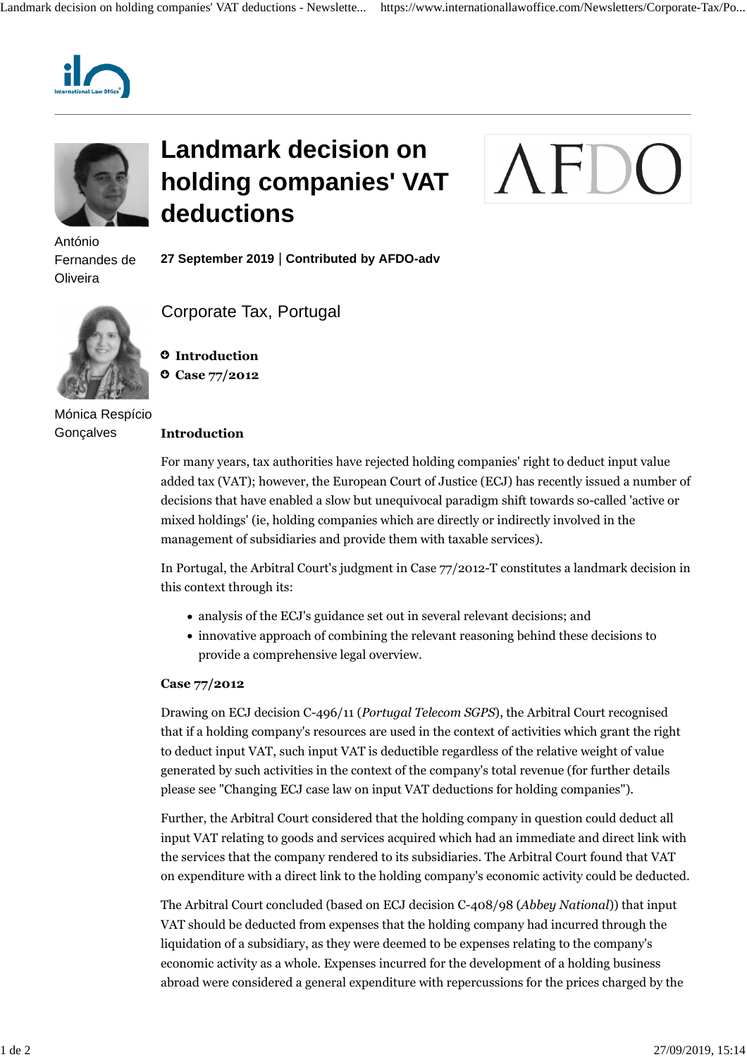# Landmark decision on holding companies' VAT deductions

António Fernandes de Oliveira

Mónica Respício Gonçalves

**27 September 2019 | Contributed by AFDO-adv**

Corporate Tax, Portugal

- **Introduction**
- **Case 77/2012**

### Introduction

For many years, tax authorities have rejected holding companies' right to deduct input value added tax (VAT); however, the European Court of Justice (ECJ) has recently issued a number of decisions that have enabled a slow but unequivocal paradigm shift towards so-called 'active or mixed holdings' (ie, holding companies which are directly or indirectly involved in the management of subsidiaries and provide them with taxable services).

In Portugal, the Arbitral Court's judgment in Case 77/2012-T constitutes a landmark decision in this context through its:

- analysis of the ECJ's guidance set out in several relevant decisions; and
- innovative approach of combining the relevant reasoning behind these decisions to provide a comprehensive legal overview.

### Case 77/2012

Drawing on ECJ decision C-496/11 (*Portugal Telecom SGPS*), the Arbitral Court recognised that if a holding company's resources are used in the context of activities which grant the right to deduct input VAT, such input VAT is deductible regardless of the relative weight of value generated by such activities in the context of the company's total revenue (for further details please see "Changing ECJ case law on input VAT deductions for holding companies").

Further, the Arbitral Court considered that the holding company in question could deduct all input VAT relating to goods and services acquired which had an immediate and direct link with the services that the company rendered to its subsidiaries. The Arbitral Court found that VAT on expenditure with a direct link to the holding company's economic activity could be deducted.

The Arbitral Court concluded (based on ECJ decision C-408/98 (*Abbey National*)) that input VAT should be deducted from expenses that the holding company had incurred through the liquidation of a subsidiary, as they were deemed to be expenses relating to the company's economic activity as a whole. Expenses incurred for the development of a holding business abroad were considered a general expenditure with repercussions for the prices charged by the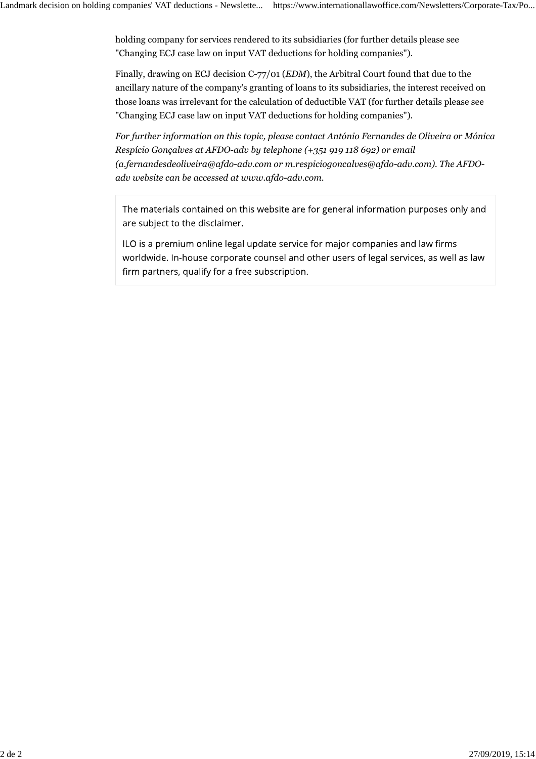holding company for services rendered to its subsidiaries (for further details please see "Changing ECJ case law on input VAT deductions for holding companies").

Finally, drawing on ECJ decision C-77/01 (*EDM*), the Arbitral Court found that due to the ancillary nature of the company's granting of loans to its subsidiaries, the interest received on those loans was irrelevant for the calculation of deductible VAT (for further details please see "Changing ECJ case law on input VAT deductions for holding companies").

*For further information on this topic, please contact António Fernandes de Oliveira or Mónica Respício Gonçalves at AFDO-adv by telephone (+351 919 118 692) or email (a.fernandesdeoliveira@afdo-adv.com or m.respiciogoncalves@afdo-adv.com). The AFDO-adv website can be accessed at www.afdo-adv.com.*

The materials contained on this website are for general information purposes only and are subject to the disclaimer.

ILO is a premium online legal update service for major companies and law firms worldwide. In-house corporate counsel and other users of legal services, as well as law firm partners, qualify for a free subscription.